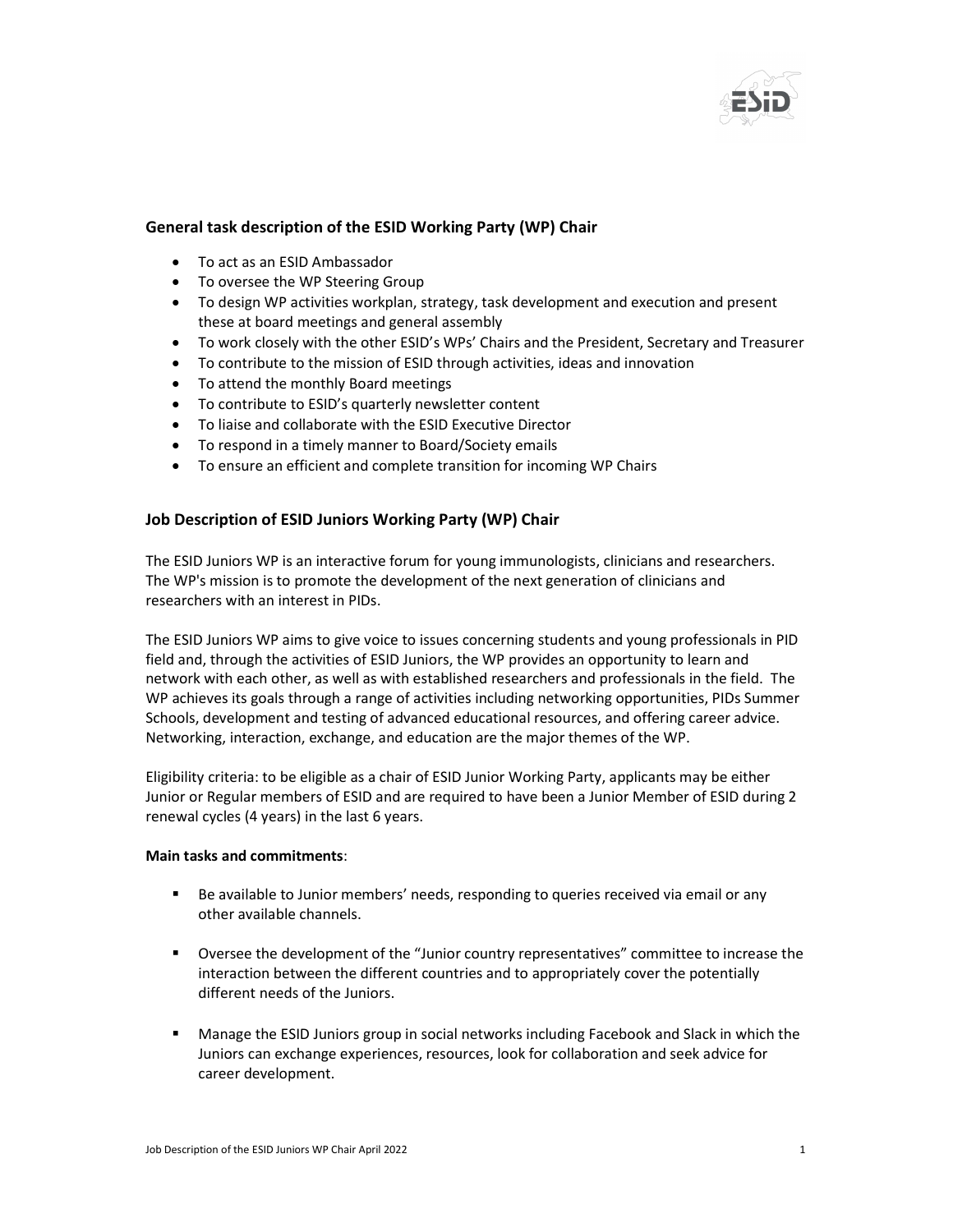## General task description of the ESID Working Party (WP) Chair

- To act as an ESID Ambassador
- To oversee the WP Steering Group
- To design WP activities workplan, strategy, task development and execution and present these at board meetings and general assembly
- To work closely with the other ESID's WPs' Chairs and the President, Secretary and Treasurer
- To contribute to the mission of ESID through activities, ideas and innovation
- To attend the monthly Board meetings
- To contribute to ESID's quarterly newsletter content
- To liaise and collaborate with the ESID Executive Director
- To respond in a timely manner to Board/Society emails
- To ensure an efficient and complete transition for incoming WP Chairs

## Job Description of ESID Juniors Working Party (WP) Chair

The ESID Juniors WP is an interactive forum for young immunologists, clinicians and researchers. The WP's mission is to promote the development of the next generation of clinicians and researchers with an interest in PIDs.

The ESID Juniors WP aims to give voice to issues concerning students and young professionals in PID field and, through the activities of ESID Juniors, the WP provides an opportunity to learn and network with each other, as well as with established researchers and professionals in the field. The WP achieves its goals through a range of activities including networking opportunities, PIDs Summer Schools, development and testing of advanced educational resources, and offering career advice. Networking, interaction, exchange, and education are the major themes of the WP.

Eligibility criteria: to be eligible as a chair of ESID Junior Working Party, applicants may be either Junior or Regular members of ESID and are required to have been a Junior Member of ESID during 2 renewal cycles (4 years) in the last 6 years.

**Main tasks and commitments**:

- Be available to Junior members' needs, responding to queries received via email or any other available channels.
- Oversee the development of the "Junior country representatives" committee to increase the interaction between the different countries and to appropriately cover the potentially different needs of the Juniors.
- Manage the ESID Juniors group in social networks including Facebook and Slack in which the Juniors can exchange experiences, resources, look for collaboration and seek advice for career development.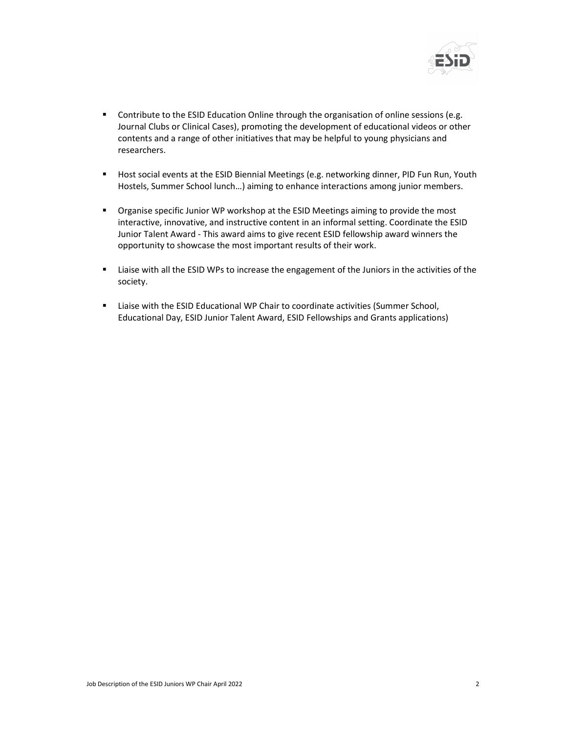- Contribute to the ESID Education Online through the organisation of online sessions (e.g. Journal Clubs or Clinical Cases), promoting the development of educational videos or other contents and a range of other initiatives that may be helpful to young physicians and researchers.

- Host social events at the ESID Biennial Meetings (e.g. networking dinner, PID Fun Run, Youth Hostels, Summer School lunch…) aiming to enhance interactions among junior members.

- Organise specific Junior WP workshop at the ESID Meetings aiming to provide the most interactive, innovative, and instructive content in an informal setting. Coordinate the ESID Junior Talent Award - This award aims to give recent ESID fellowship award winners the opportunity to showcase the most important results of their work.

- Liaise with all the ESID WPs to increase the engagement of the Juniors in the activities of the society.

- Liaise with the ESID Educational WP Chair to coordinate activities (Summer School, Educational Day, ESID Junior Talent Award, ESID Fellowships and Grants applications)